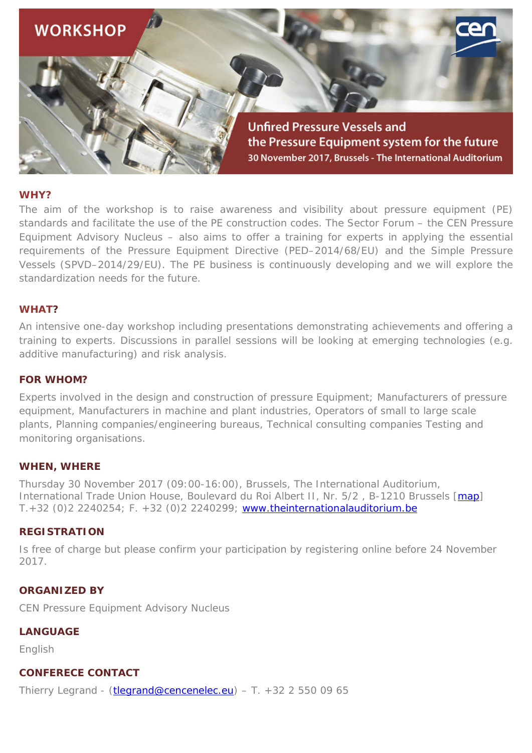WORKSHOP

# Unfired Pressure Vessels and the Pressure Equipment system for the future

30 November 2017, Brussels - The International Auditorium

## WHY?

The aim of the workshop is to raise awareness and visibility about pressure equipment (PE) standards and facilitate the use of the PE construction codes. The Sector Forum – the CEN Pressure Equipment Advisory Nucleus – also aims to offer a training for experts in applying the essential requirements of the Pressure Equipment Directive (PED–2014/68/EU) and the Simple Pressure Vessels (SPVD–2014/29/EU). The PE business is continuously developing and we will explore the standardization needs for the future.

## WHAT?

An intensive one-day workshop including presentations demonstrating achievements and offering a training to experts. Discussions in parallel sessions will be looking at emerging technologies (e.g. additive manufacturing) and risk analysis.

## FOR WHOM?

Experts involved in the design and construction of pressure Equipment; Manufacturers of pressure equipment, Manufacturers in machine and plant industries, Operators of small to large scale plants, Planning companies/engineering bureaus, Technical consulting companies Testing and monitoring organisations.

## WHEN, WHERE

Thursday 30 November 2017 (09:00-16:00), Brussels, The International Auditorium, International Trade Union House, Boulevard du Roi Albert II, Nr. 5/2 , B-1210 Brussels [map]
T.+32 (0)2 2240254; F. +32 (0)2 2240299; www.theinternationalauditorium.be

## REGISTRATION

Is free of charge but please confirm your participation by registering online before 24 November 2017.

## ORGANIZED BY

CEN Pressure Equipment Advisory Nucleus

## LANGUAGE

English

## CONFERECE CONTACT

Thierry Legrand - (tlegrand@cencenelec.eu) – T. +32 2 550 09 65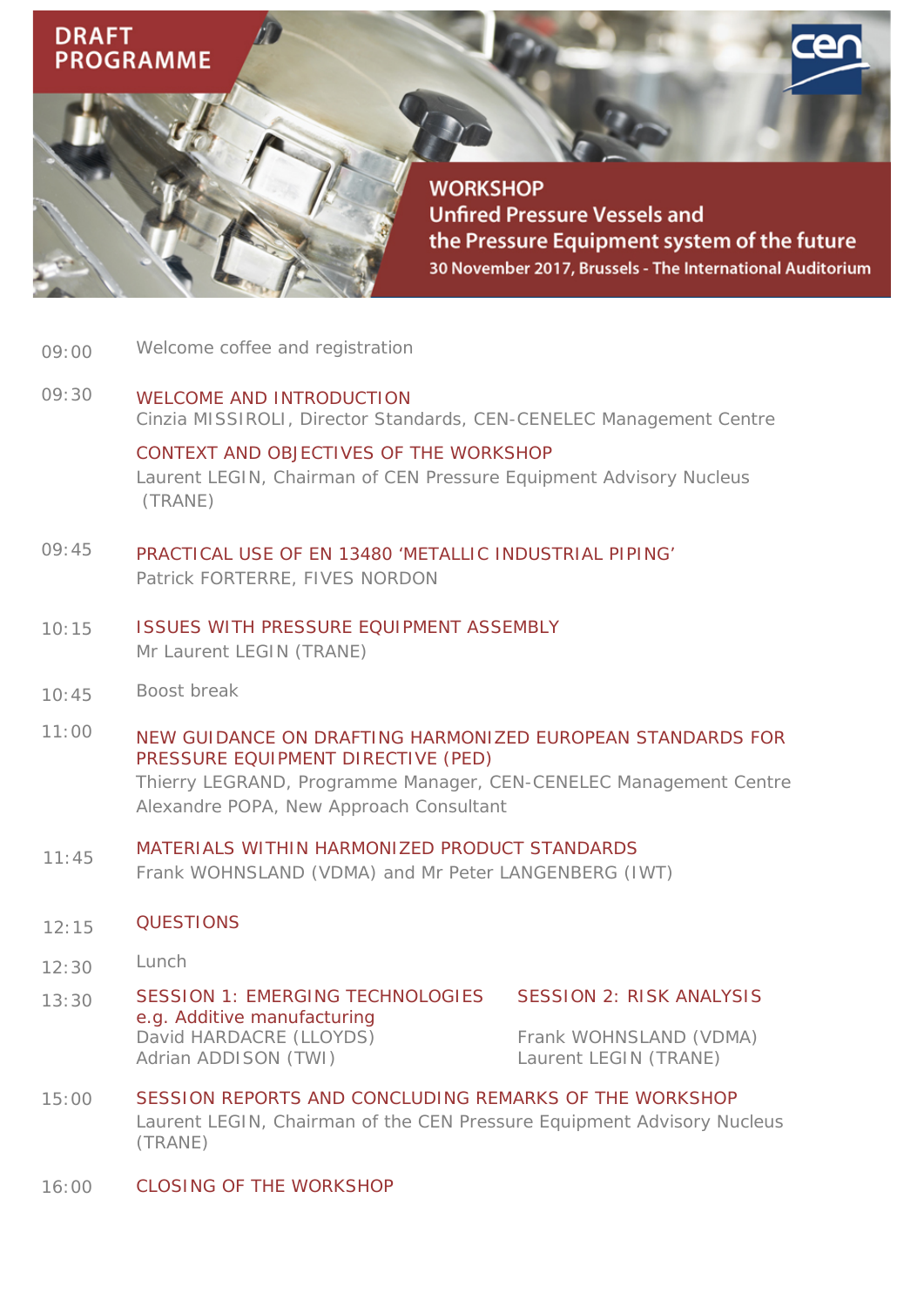DRAFT PROGRAMME

# WORKSHOP

## Unfired Pressure Vessels and the Pressure Equipment system of the future

**30 November 2017, Brussels - The International Auditorium**

| | |
|---|---|
| 09:00 | Welcome coffee and registration |
| 09:30 | WELCOME AND INTRODUCTION<br>Cinzia MISSIROLI, Director Standards, CEN-CENELEC Management Centre<br><br>CONTEXT AND OBJECTIVES OF THE WORKSHOP<br>Laurent LEGIN, Chairman of CEN Pressure Equipment Advisory Nucleus (TRANE) |
| 09:45 | PRACTICAL USE OF EN 13480 'METALLIC INDUSTRIAL PIPING'<br>Patrick FORTERRE, FIVES NORDON |
| 10:15 | ISSUES WITH PRESSURE EQUIPMENT ASSEMBLY<br>Mr Laurent LEGIN (TRANE) |
| 10:45 | Boost break |
| 11:00 | NEW GUIDANCE ON DRAFTING HARMONIZED EUROPEAN STANDARDS FOR PRESSURE EQUIPMENT DIRECTIVE (PED)<br>Thierry LEGRAND, Programme Manager, CEN-CENELEC Management Centre<br>Alexandre POPA, New Approach Consultant |
| 11:45 | MATERIALS WITHIN HARMONIZED PRODUCT STANDARDS<br>Frank WOHNSLAND (VDMA) and Mr Peter LANGENBERG (IWT) |
| 12:15 | QUESTIONS |
| 12:30 | Lunch |
| 13:30 | SESSION 1: EMERGING TECHNOLOGIES<br>e.g. Additive manufacturing<br>David HARDACRE (LLOYDS)<br>Adrian ADDISON (TWI)<br><br>SESSION 2: RISK ANALYSIS<br>Frank WOHNSLAND (VDMA)<br>Laurent LEGIN (TRANE) |
| 15:00 | SESSION REPORTS AND CONCLUDING REMARKS OF THE WORKSHOP<br>Laurent LEGIN, Chairman of the CEN Pressure Equipment Advisory Nucleus (TRANE) |
| 16:00 | CLOSING OF THE WORKSHOP |